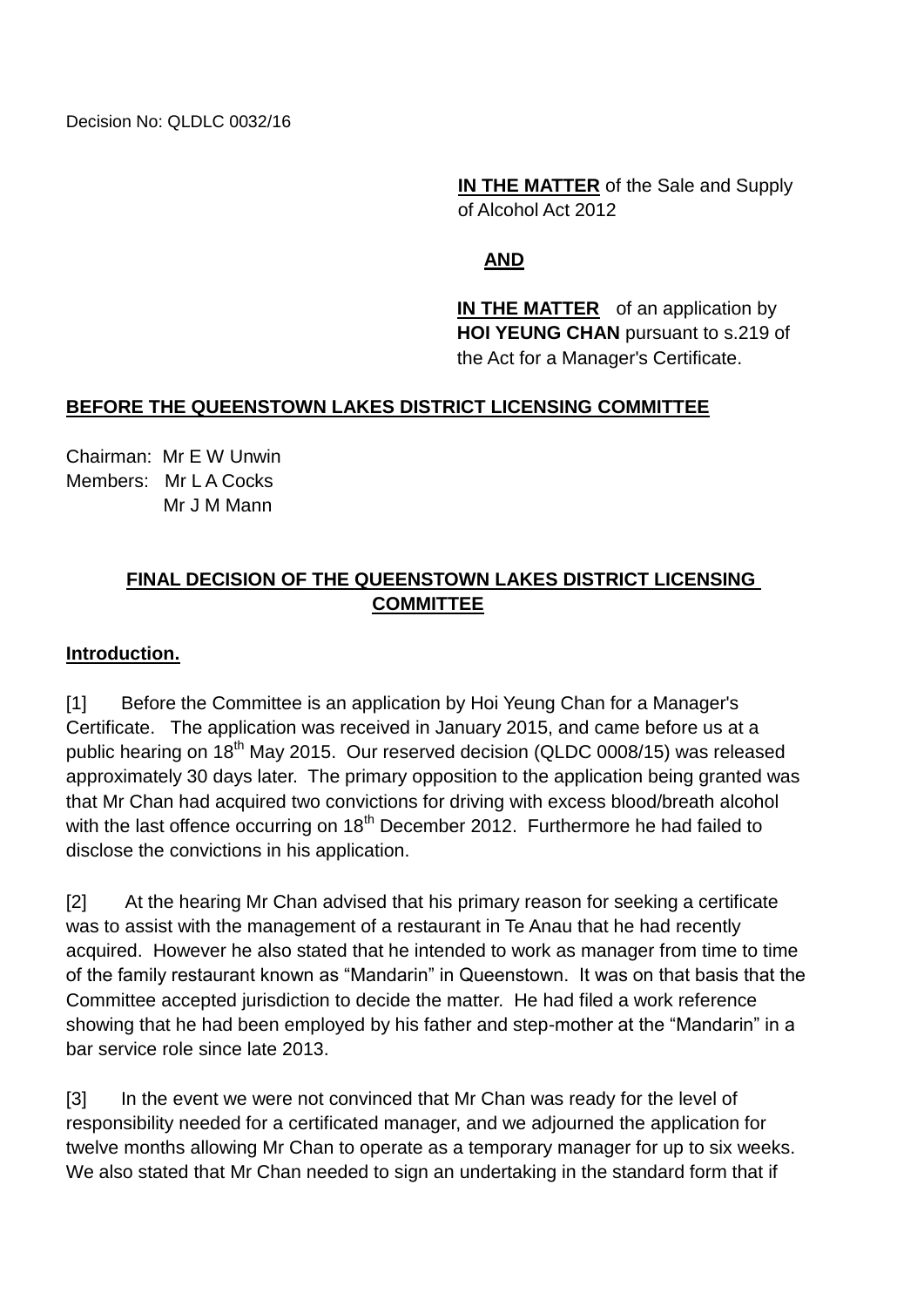Decision No: QLDLC 0032/16

**IN THE MATTER** of the Sale and Supply of Alcohol Act 2012

**AND**

**IN THE MATTER** of an application by **HOI YEUNG CHAN** pursuant to s.219 of the Act for a Manager's Certificate.

**BEFORE THE QUEENSTOWN LAKES DISTRICT LICENSING COMMITTEE**

Chairman: Mr E W Unwin
Members: Mr L A Cocks
Mr J M Mann

## FINAL DECISION OF THE QUEENSTOWN LAKES DISTRICT LICENSING COMMITTEE

### Introduction.

[1] Before the Committee is an application by Hoi Yeung Chan for a Manager's Certificate. The application was received in January 2015, and came before us at a public hearing on 18th May 2015. Our reserved decision (QLDC 0008/15) was released approximately 30 days later. The primary opposition to the application being granted was that Mr Chan had acquired two convictions for driving with excess blood/breath alcohol with the last offence occurring on 18th December 2012. Furthermore he had failed to disclose the convictions in his application.

[2] At the hearing Mr Chan advised that his primary reason for seeking a certificate was to assist with the management of a restaurant in Te Anau that he had recently acquired. However he also stated that he intended to work as manager from time to time of the family restaurant known as "Mandarin" in Queenstown. It was on that basis that the Committee accepted jurisdiction to decide the matter. He had filed a work reference showing that he had been employed by his father and step-mother at the "Mandarin" in a bar service role since late 2013.

[3] In the event we were not convinced that Mr Chan was ready for the level of responsibility needed for a certificated manager, and we adjourned the application for twelve months allowing Mr Chan to operate as a temporary manager for up to six weeks. We also stated that Mr Chan needed to sign an undertaking in the standard form that if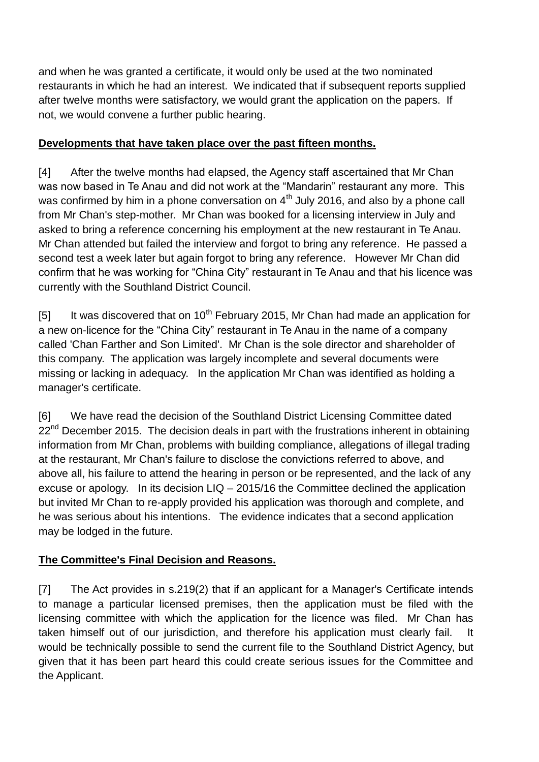and when he was granted a certificate, it would only be used at the two nominated restaurants in which he had an interest. We indicated that if subsequent reports supplied after twelve months were satisfactory, we would grant the application on the papers. If not, we would convene a further public hearing.

**Developments that have taken place over the past fifteen months.**

[4] After the twelve months had elapsed, the Agency staff ascertained that Mr Chan was now based in Te Anau and did not work at the "Mandarin" restaurant any more. This was confirmed by him in a phone conversation on 4th July 2016, and also by a phone call from Mr Chan's step-mother. Mr Chan was booked for a licensing interview in July and asked to bring a reference concerning his employment at the new restaurant in Te Anau. Mr Chan attended but failed the interview and forgot to bring any reference. He passed a second test a week later but again forgot to bring any reference. However Mr Chan did confirm that he was working for "China City" restaurant in Te Anau and that his licence was currently with the Southland District Council.

[5] It was discovered that on 10th February 2015, Mr Chan had made an application for a new on-licence for the "China City" restaurant in Te Anau in the name of a company called 'Chan Farther and Son Limited'. Mr Chan is the sole director and shareholder of this company. The application was largely incomplete and several documents were missing or lacking in adequacy. In the application Mr Chan was identified as holding a manager's certificate.

[6] We have read the decision of the Southland District Licensing Committee dated 22nd December 2015. The decision deals in part with the frustrations inherent in obtaining information from Mr Chan, problems with building compliance, allegations of illegal trading at the restaurant, Mr Chan's failure to disclose the convictions referred to above, and above all, his failure to attend the hearing in person or be represented, and the lack of any excuse or apology. In its decision LIQ – 2015/16 the Committee declined the application but invited Mr Chan to re-apply provided his application was thorough and complete, and he was serious about his intentions. The evidence indicates that a second application may be lodged in the future.

**The Committee's Final Decision and Reasons.**

[7] The Act provides in s.219(2) that if an applicant for a Manager's Certificate intends to manage a particular licensed premises, then the application must be filed with the licensing committee with which the application for the licence was filed. Mr Chan has taken himself out of our jurisdiction, and therefore his application must clearly fail. It would be technically possible to send the current file to the Southland District Agency, but given that it has been part heard this could create serious issues for the Committee and the Applicant.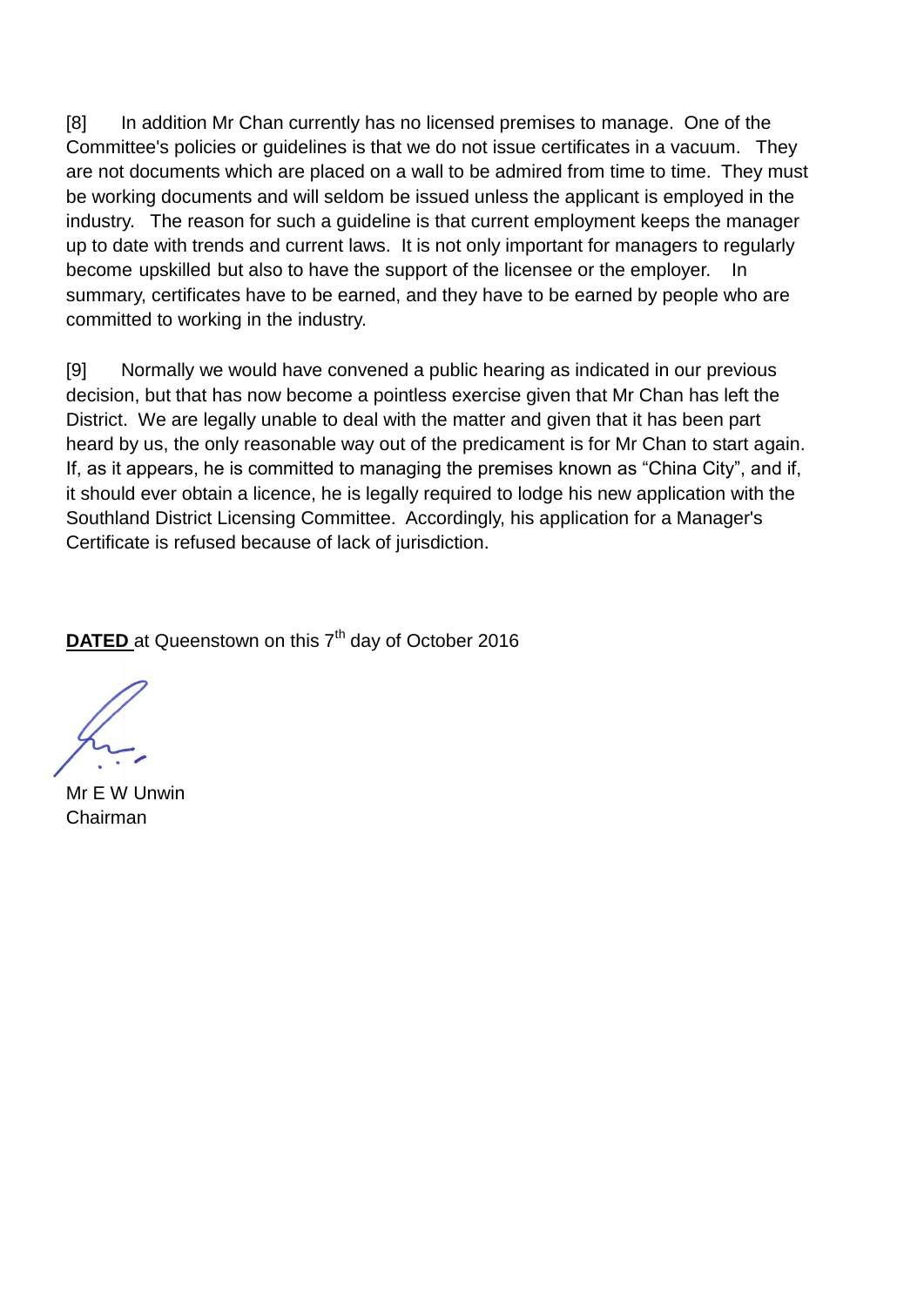[8] In addition Mr Chan currently has no licensed premises to manage. One of the Committee's policies or guidelines is that we do not issue certificates in a vacuum. They are not documents which are placed on a wall to be admired from time to time. They must be working documents and will seldom be issued unless the applicant is employed in the industry. The reason for such a guideline is that current employment keeps the manager up to date with trends and current laws. It is not only important for managers to regularly become upskilled but also to have the support of the licensee or the employer. In summary, certificates have to be earned, and they have to be earned by people who are committed to working in the industry.

[9] Normally we would have convened a public hearing as indicated in our previous decision, but that has now become a pointless exercise given that Mr Chan has left the District. We are legally unable to deal with the matter and given that it has been part heard by us, the only reasonable way out of the predicament is for Mr Chan to start again. If, as it appears, he is committed to managing the premises known as “China City”, and if, it should ever obtain a licence, he is legally required to lodge his new application with the Southland District Licensing Committee. Accordingly, his application for a Manager's Certificate is refused because of lack of jurisdiction.

**DATED** at Queenstown on this 7th day of October 2016

Mr E W Unwin
Chairman